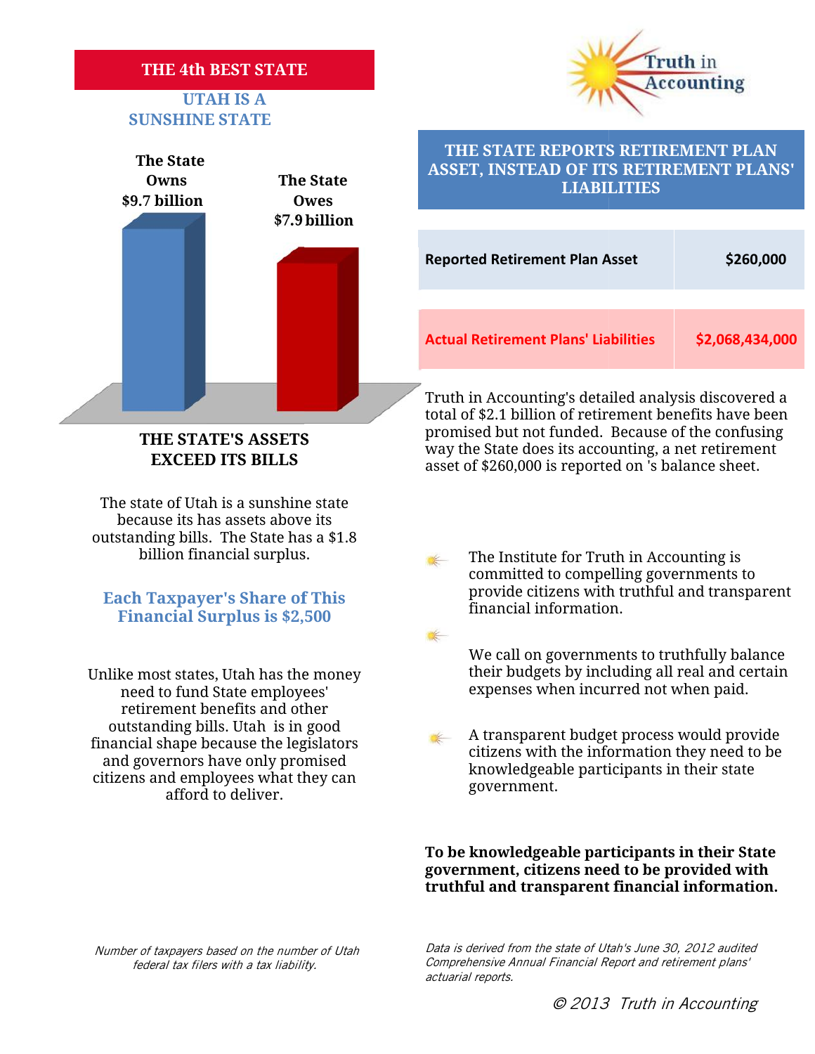# THE 4th BEST STATE

## UTAH IS A SUNSHINE STATE

The State Owns $9.7 billion

The State Owes $7.9 billion

### THE STATE'S ASSETS EXCEED ITS BILLS

The state of Utah is a sunshine state because its has assets above its outstanding bills. The State has a $1.8 billion financial surplus.

### Each Taxpayer's Share of This Financial Surplus is $2,500

Unlike most states, Utah has the money need to fund State employees' retirement benefits and other outstanding bills. Utah is in good financial shape because the legislators and governors have only promised citizens and employees what they can afford to deliver.

*Number of taxpayers based on the number of Utah federal tax filers with a tax liability.*

Truth in Accounting

## THE STATE REPORTS RETIREMENT PLAN ASSET, INSTEAD OF ITS RETIREMENT PLANS' LIABILITIES

| | |
|---|---|
| **Reported Retirement Plan Asset** | **$260,000** |
| **Actual Retirement Plans' Liabilities** | **$2,068,434,000** |

Truth in Accounting's detailed analysis discovered a total of $2.1 billion of retirement benefits have been promised but not funded. Because of the confusing way the State does its accounting, a net retirement asset of $260,000 is reported on 's balance sheet.

- The Institute for Truth in Accounting is committed to compelling governments to provide citizens with truthful and transparent financial information.
- We call on governments to truthfully balance their budgets by including all real and certain expenses when incurred not when paid.
- A transparent budget process would provide citizens with the information they need to be knowledgeable participants in their state government.

**To be knowledgeable participants in their State government, citizens need to be provided with truthful and transparent financial information.**

*Data is derived from the state of Utah's June 30, 2012 audited Comprehensive Annual Financial Report and retirement plans' actuarial reports.*

*© 2013 Truth in Accounting*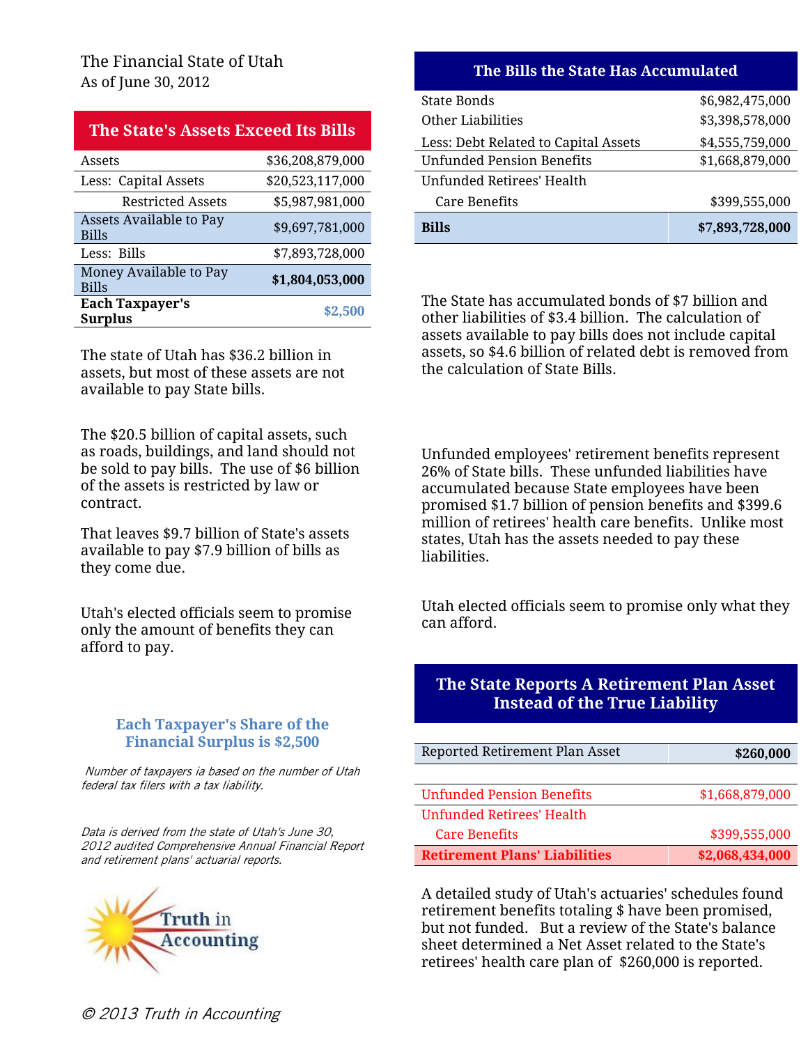The Financial State of Utah
As of June 30, 2012

## The State's Assets Exceed Its Bills

| | |
|---|---|
| Assets | $36,208,879,000 |
| Less: Capital Assets | $20,523,117,000 |
| Restricted Assets | $5,987,981,000 |
| Assets Available to Pay Bills | $9,697,781,000 |
| Less: Bills | $7,893,728,000 |
| Money Available to Pay Bills | **$1,804,053,000** |
| **Each Taxpayer's Surplus** | $2,500 |

The state of Utah has $36.2 billion in assets, but most of these assets are not available to pay State bills.

The $20.5 billion of capital assets, such as roads, buildings, and land should not be sold to pay bills. The use of $6 billion of the assets is restricted by law or contract.

That leaves $9.7 billion of State's assets available to pay $7.9 billion of bills as they come due.

Utah's elected officials seem to promise only the amount of benefits they can afford to pay.

### Each Taxpayer's Share of the Financial Surplus is $2,500

*Number of taxpayers ia based on the number of Utah federal tax filers with a tax liability.*

*Data is derived from the state of Utah's June 30, 2012 audited Comprehensive Annual Financial Report and retirement plans' actuarial reports.*

Truth in Accounting

*© 2013 Truth in Accounting*

## The Bills the State Has Accumulated

| | |
|---|---|
| State Bonds | $6,982,475,000 |
| Other Liabilities | $3,398,578,000 |
| Less: Debt Related to Capital Assets | $4,555,759,000 |
| Unfunded Pension Benefits | $1,668,879,000 |
| Unfunded Retirees' Health Care Benefits | $399,555,000 |
| **Bills** | **$7,893,728,000** |

The State has accumulated bonds of $7 billion and other liabilities of $3.4 billion. The calculation of assets available to pay bills does not include capital assets, so $4.6 billion of related debt is removed from the calculation of State Bills.

Unfunded employees' retirement benefits represent 26% of State bills. These unfunded liabilities have accumulated because State employees have been promised $1.7 billion of pension benefits and $399.6 million of retirees' health care benefits. Unlike most states, Utah has the assets needed to pay these liabilities.

Utah elected officials seem to promise only what they can afford.

## The State Reports A Retirement Plan Asset Instead of the True Liability

| | |
|---|---|
| Reported Retirement Plan Asset | **$260,000** |
| Unfunded Pension Benefits | $1,668,879,000 |
| Unfunded Retirees' Health Care Benefits | $399,555,000 |
| **Retirement Plans' Liabilities** | **$2,068,434,000** |

A detailed study of Utah's actuaries' schedules found retirement benefits totaling $ have been promised, but not funded. But a review of the State's balance sheet determined a Net Asset related to the State's retirees' health care plan of $260,000 is reported.